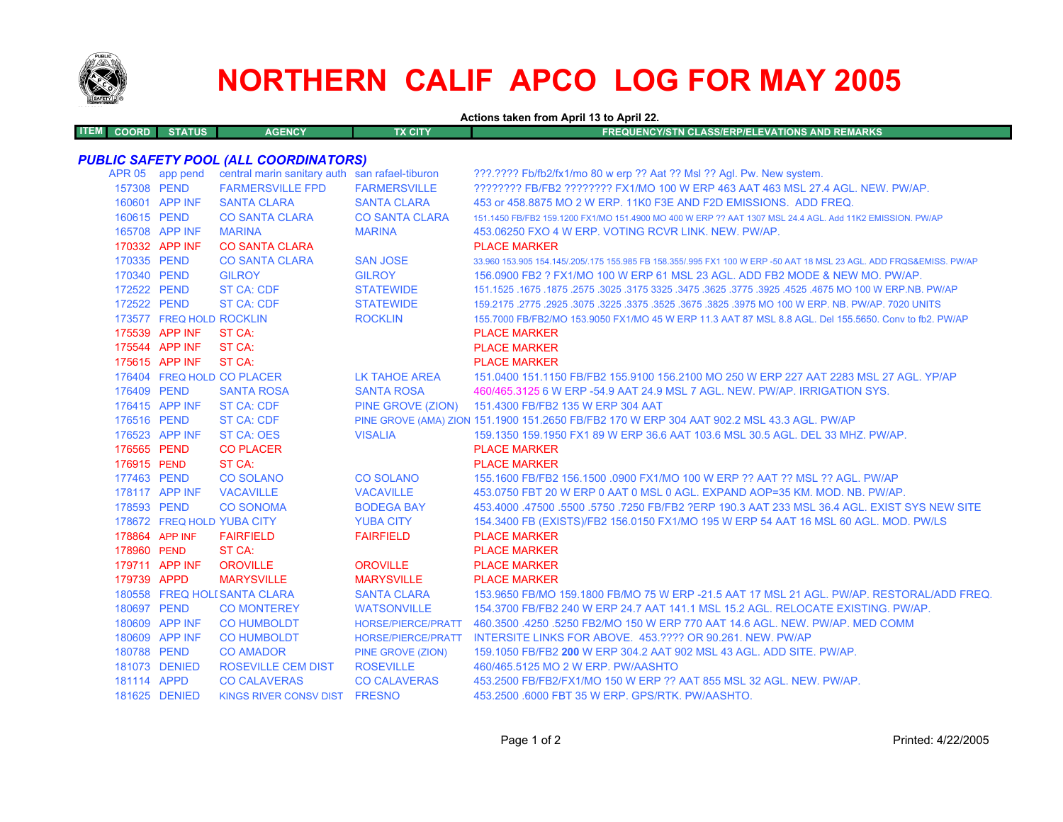# NORTHERN CALIF APCO LOG FOR MAY 2005

**Actions taken from April 13 to April 22.**

| ITEM | COORD | STATUS | AGENCY | TX CITY | FREQUENCY/STN CLASS/ERP/ELEVATIONS AND REMARKS |
|---|---|---|---|---|---|
| ***PUBLIC SAFETY POOL (ALL COORDINATORS)*** | | | | | |
| | APR 05 | app pend | central marin sanitary auth | san rafael-tiburon | ???.???? Fb/fb2/fx1/mo 80 w erp ?? Aat ?? Msl ?? Agl. Pw. New system. |
| | 157308 | PEND | FARMERSVILLE FPD | FARMERSVILLE | ???????? FB/FB2 ???????? FX1/MO 100 W ERP 463 AAT 463 MSL 27.4 AGL. NEW. PW/AP. |
| | 160601 | APP INF | SANTA CLARA | SANTA CLARA | 453 or 458.8875 MO 2 W ERP. 11K0 F3E AND F2D EMISSIONS. ADD FREQ. |
| | 160615 | PEND | CO SANTA CLARA | CO SANTA CLARA | 151.1450 FB/FB2 159.1200 FX1/MO 151.4900 MO 400 W ERP ?? AAT 1307 MSL 24.4 AGL. Add 11K2 EMISSION. PW/AP |
| | 165708 | APP INF | MARINA | MARINA | 453.06250 FXO 4 W ERP. VOTING RCVR LINK. NEW. PW/AP. |
| | 170332 | APP INF | CO SANTA CLARA | | PLACE MARKER |
| | 170335 | PEND | CO SANTA CLARA | SAN JOSE | 33.960 153.905 154.145/.205/.175 155.985 FB 158.355/.995 FX1 100 W ERP -50 AAT 18 MSL 23 AGL. ADD FRQS&EMISS. PW/AP |
| | 170340 | PEND | GILROY | GILROY | 156.0900 FB2 ? FX1/MO 100 W ERP 61 MSL 23 AGL. ADD FB2 MODE & NEW MO. PW/AP. |
| | 172522 | PEND | ST CA: CDF | STATEWIDE | 151.1525 .1675 .1875 .2575 .3025 .3175 3325 .3475 .3625 .3775 .3925 .4525 .4675 MO 100 W ERP.NB. PW/AP |
| | 172522 | PEND | ST CA: CDF | STATEWIDE | 159.2175 .2775 .2925 .3075 .3225 .3375 .3525 .3675 .3825 .3975 MO 100 W ERP. NB. PW/AP. 7020 UNITS |
| | 173577 | FREQ HOLD | ROCKLIN | ROCKLIN | 155.7000 FB/FB2/MO 153.9050 FX1/MO 45 W ERP 11.3 AAT 87 MSL 8.8 AGL. Del 155.5650. Conv to fb2. PW/AP |
| | 175539 | APP INF | ST CA: | | PLACE MARKER |
| | 175544 | APP INF | ST CA: | | PLACE MARKER |
| | 175615 | APP INF | ST CA: | | PLACE MARKER |
| | 176404 | FREQ HOLD | CO PLACER | LK TAHOE AREA | 151.0400 151.1150 FB/FB2 155.9100 156.2100 MO 250 W ERP 227 AAT 2283 MSL 27 AGL. YP/AP |
| | 176409 | PEND | SANTA ROSA | SANTA ROSA | 460/465.3125 6 W ERP -54.9 AAT 24.9 MSL 7 AGL. NEW. PW/AP. IRRIGATION SYS. |
| | 176415 | APP INF | ST CA: CDF | PINE GROVE (ZION) | 151.4300 FB/FB2 135 W ERP 304 AAT |
| | 176516 | PEND | ST CA: CDF | PINE GROVE (AMA) ZION | 151.1900 151.2650 FB/FB2 170 W ERP 304 AAT 902.2 MSL 43.3 AGL. PW/AP |
| | 176523 | APP INF | ST CA: OES | VISALIA | 159.1350 159.1950 FX1 89 W ERP 36.6 AAT 103.6 MSL 30.5 AGL. DEL 33 MHZ. PW/AP. |
| | 176565 | PEND | CO PLACER | | PLACE MARKER |
| | 176915 | PEND | ST CA: | | PLACE MARKER |
| | 177463 | PEND | CO SOLANO | CO SOLANO | 155.1600 FB/FB2 156.1500 .0900 FX1/MO 100 W ERP ?? AAT ?? MSL ?? AGL. PW/AP |
| | 178117 | APP INF | VACAVILLE | VACAVILLE | 453.0750 FBT 20 W ERP 0 AAT 0 MSL 0 AGL. EXPAND AOP=35 KM. MOD. NB. PW/AP. |
| | 178593 | PEND | CO SONOMA | BODEGA BAY | 453.4000 .47500 .5500 .5750 .7250 FB/FB2 ?ERP 190.3 AAT 233 MSL 36.4 AGL. EXIST SYS NEW SITE |
| | 178672 | FREQ HOLD | YUBA CITY | YUBA CITY | 154.3400 FB (EXISTS)/FB2 156.0150 FX1/MO 195 W ERP 54 AAT 16 MSL 60 AGL. MOD. PW/LS |
| | 178864 | APP INF | FAIRFIELD | FAIRFIELD | PLACE MARKER |
| | 178960 | PEND | ST CA: | | PLACE MARKER |
| | 179711 | APP INF | OROVILLE | OROVILLE | PLACE MARKER |
| | 179739 | APPD | MARYSVILLE | MARYSVILLE | PLACE MARKER |
| | 180558 | FREQ HOLD | SANTA CLARA | SANTA CLARA | 153.9650 FB/MO 159.1800 FB/MO 75 W ERP -21.5 AAT 17 MSL 21 AGL. PW/AP. RESTORAL/ADD FREQ. |
| | 180697 | PEND | CO MONTEREY | WATSONVILLE | 154.3700 FB/FB2 240 W ERP 24.7 AAT 141.1 MSL 15.2 AGL. RELOCATE EXISTING. PW/AP. |
| | 180609 | APP INF | CO HUMBOLDT | HORSE/PIERCE/PRATT | 460.3500 .4250 .5250 FB2/MO 150 W ERP 770 AAT 14.6 AGL. NEW. PW/AP. MED COMM |
| | 180609 | APP INF | CO HUMBOLDT | HORSE/PIERCE/PRATT | INTERSITE LINKS FOR ABOVE. 453.???? OR 90.261. NEW. PW/AP |
| | 180788 | PEND | CO AMADOR | PINE GROVE (ZION) | 159.1050 FB/FB2 **200** W ERP 304.2 AAT 902 MSL 43 AGL. ADD SITE. PW/AP. |
| | 181073 | DENIED | ROSEVILLE CEM DIST | ROSEVILLE | 460/465.5125 MO 2 W ERP. PW/AASHTO |
| | 181114 | APPD | CO CALAVERAS | CO CALAVERAS | 453.2500 FB/FB2/FX1/MO 150 W ERP ?? AAT 855 MSL 32 AGL. NEW. PW/AP. |
| | 181625 | DENIED | KINGS RIVER CONSV DIST | FRESNO | 453.2500 .6000 FBT 35 W ERP. GPS/RTK. PW/AASHTO. |

Printed: 4/22/2005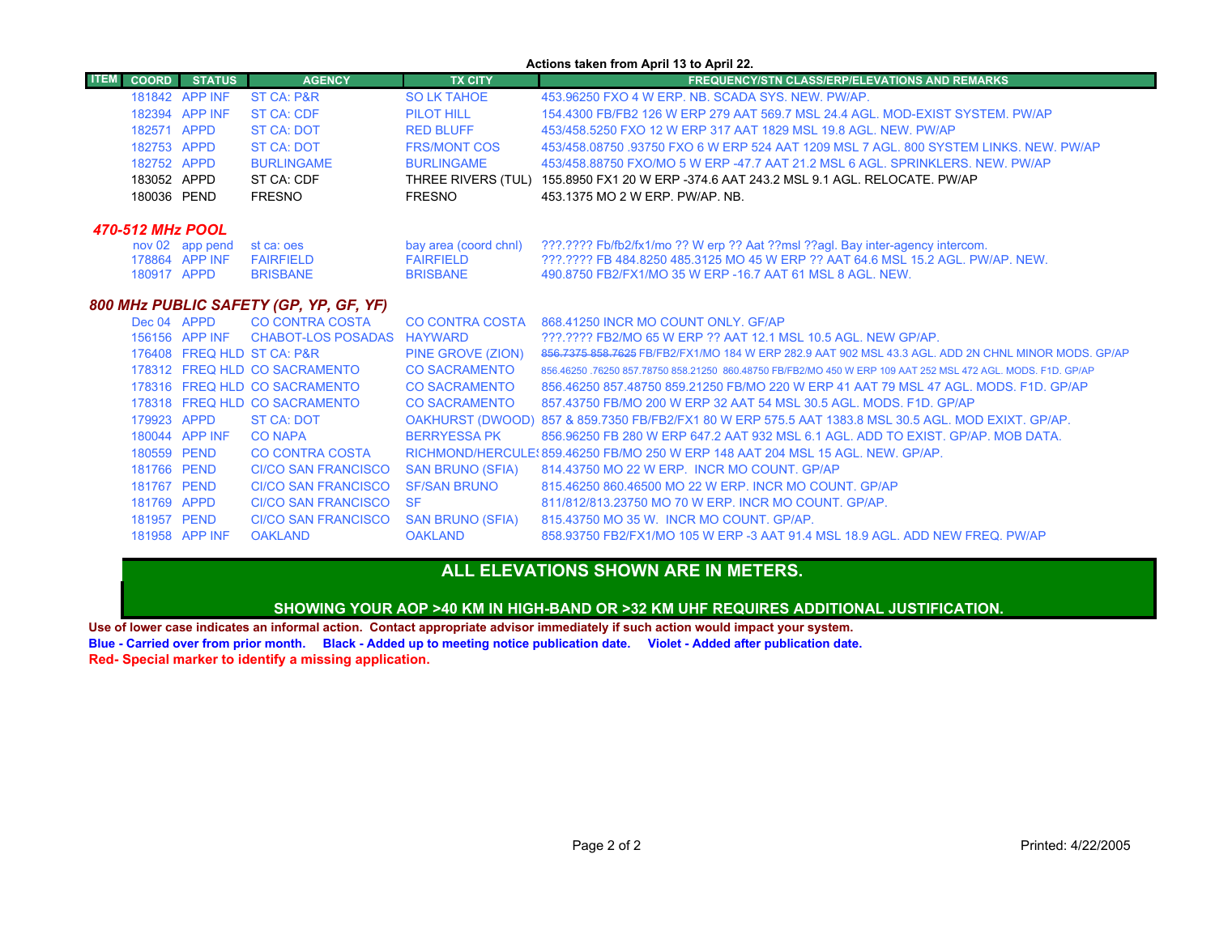**Actions taken from April 13 to April 22.**

| ITEM | COORD | STATUS | AGENCY | TX CITY | FREQUENCY/STN CLASS/ERP/ELEVATIONS AND REMARKS |
|---|---|---|---|---|---|
| | 181842 | APP INF | ST CA: P&R | SO LK TAHOE | 453.96250 FXO 4 W ERP. NB. SCADA SYS. NEW. PW/AP. |
| | 182394 | APP INF | ST CA: CDF | PILOT HILL | 154.4300 FB/FB2 126 W ERP 279 AAT 569.7 MSL 24.4 AGL. MOD-EXIST SYSTEM. PW/AP |
| | 182571 | APPD | ST CA: DOT | RED BLUFF | 453/458.5250 FXO 12 W ERP 317 AAT 1829 MSL 19.8 AGL. NEW. PW/AP |
| | 182753 | APPD | ST CA: DOT | FRS/MONT COS | 453/458.08750 .93750 FXO 6 W ERP 524 AAT 1209 MSL 7 AGL. 800 SYSTEM LINKS. NEW. PW/AP |
| | 182752 | APPD | BURLINGAME | BURLINGAME | 453/458.88750 FXO/MO 5 W ERP -47.7 AAT 21.2 MSL 6 AGL. SPRINKLERS. NEW. PW/AP |
| | 183052 | APPD | ST CA: CDF | THREE RIVERS (TUL) | 155.8950 FX1 20 W ERP -374.6 AAT 243.2 MSL 9.1 AGL. RELOCATE. PW/AP |
| | 180036 | PEND | FRESNO | FRESNO | 453.1375 MO 2 W ERP. PW/AP. NB. |

### *470-512 MHz POOL*

| ITEM | COORD | STATUS | AGENCY | TX CITY | FREQUENCY/STN CLASS/ERP/ELEVATIONS AND REMARKS |
|---|---|---|---|---|---|
| | nov 02 | app pend | st ca: oes | bay area (coord chnl) | ???.???? Fb/fb2/fx1/mo ?? W erp ?? Aat ??msl ??agl. Bay inter-agency intercom. |
| | 178864 | APP INF | FAIRFIELD | FAIRFIELD | ???.???? FB 484.8250 485.3125 MO 45 W ERP ?? AAT 64.6 MSL 15.2 AGL. PW/AP. NEW. |
| | 180917 | APPD | BRISBANE | BRISBANE | 490.8750 FB2/FX1/MO 35 W ERP -16.7 AAT 61 MSL 8 AGL. NEW. |

### *800 MHz PUBLIC SAFETY (GP, YP, GF, YF)*

| ITEM | COORD | STATUS | AGENCY | TX CITY | FREQUENCY/STN CLASS/ERP/ELEVATIONS AND REMARKS |
|---|---|---|---|---|---|
| | Dec 04 | APPD | CO CONTRA COSTA | CO CONTRA COSTA | 868.41250 INCR MO COUNT ONLY. GF/AP |
| | 156156 | APP INF | CHABOT-LOS POSADAS | HAYWARD | ???.???? FB2/MO 65 W ERP ?? AAT 12.1 MSL 10.5 AGL. NEW GP/AP. |
| | 176408 | FREQ HLD | ST CA: P&R | PINE GROVE (ZION) | ~~856.7375 858.7625~~ FB/FB2/FX1/MO 184 W ERP 282.9 AAT 902 MSL 43.3 AGL. ADD 2N CHNL MINOR MODS. GP/AP |
| | 178312 | FREQ HLD | CO SACRAMENTO | CO SACRAMENTO | 856.46250 .76250 857.78750 858.21250 860.48750 FB/FB2/MO 450 W ERP 109 AAT 252 MSL 472 AGL. MODS. F1D. GP/AP |
| | 178316 | FREQ HLD | CO SACRAMENTO | CO SACRAMENTO | 856.46250 857.48750 859.21250 FB/MO 220 W ERP 41 AAT 79 MSL 47 AGL. MODS. F1D. GP/AP |
| | 178318 | FREQ HLD | CO SACRAMENTO | CO SACRAMENTO | 857.43750 FB/MO 200 W ERP 32 AAT 54 MSL 30.5 AGL. MODS. F1D. GP/AP |
| | 179923 | APPD | ST CA: DOT | OAKHURST (DWOOD) | 857 & 859.7350 FB/FB2/FX1 80 W ERP 575.5 AAT 1383.8 MSL 30.5 AGL. MOD EXIXT. GP/AP. |
| | 180044 | APP INF | CO NAPA | BERRYESSA PK | 856.96250 FB 280 W ERP 647.2 AAT 932 MSL 6.1 AGL. ADD TO EXIST. GP/AP. MOB DATA. |
| | 180559 | PEND | CO CONTRA COSTA | RICHMOND/HERCULES | 859.46250 FB/MO 250 W ERP 148 AAT 204 MSL 15 AGL. NEW. GP/AP. |
| | 181766 | PEND | CI/CO SAN FRANCISCO | SAN BRUNO (SFIA) | 814.43750 MO 22 W ERP. INCR MO COUNT. GP/AP |
| | 181767 | PEND | CI/CO SAN FRANCISCO | SF/SAN BRUNO | 815.46250 860.46500 MO 22 W ERP. INCR MO COUNT. GP/AP |
| | 181769 | APPD | CI/CO SAN FRANCISCO | SF | 811/812/813.23750 MO 70 W ERP. INCR MO COUNT. GP/AP. |
| | 181957 | PEND | CI/CO SAN FRANCISCO | SAN BRUNO (SFIA) | 815.43750 MO 35 W. INCR MO COUNT. GP/AP. |
| | 181958 | APP INF | OAKLAND | OAKLAND | 858.93750 FB2/FX1/MO 105 W ERP -3 AAT 91.4 MSL 18.9 AGL. ADD NEW FREQ. PW/AP |

**ALL ELEVATIONS SHOWN ARE IN METERS.**

**SHOWING YOUR AOP >40 KM IN HIGH-BAND OR >32 KM UHF REQUIRES ADDITIONAL JUSTIFICATION.**

**Use of lower case indicates an informal action. Contact appropriate advisor immediately if such action would impact your system.**

**Blue - Carried over from prior month. Black - Added up to meeting notice publication date. Violet - Added after publication date.**

**Red- Special marker to identify a missing application.**

Printed: 4/22/2005